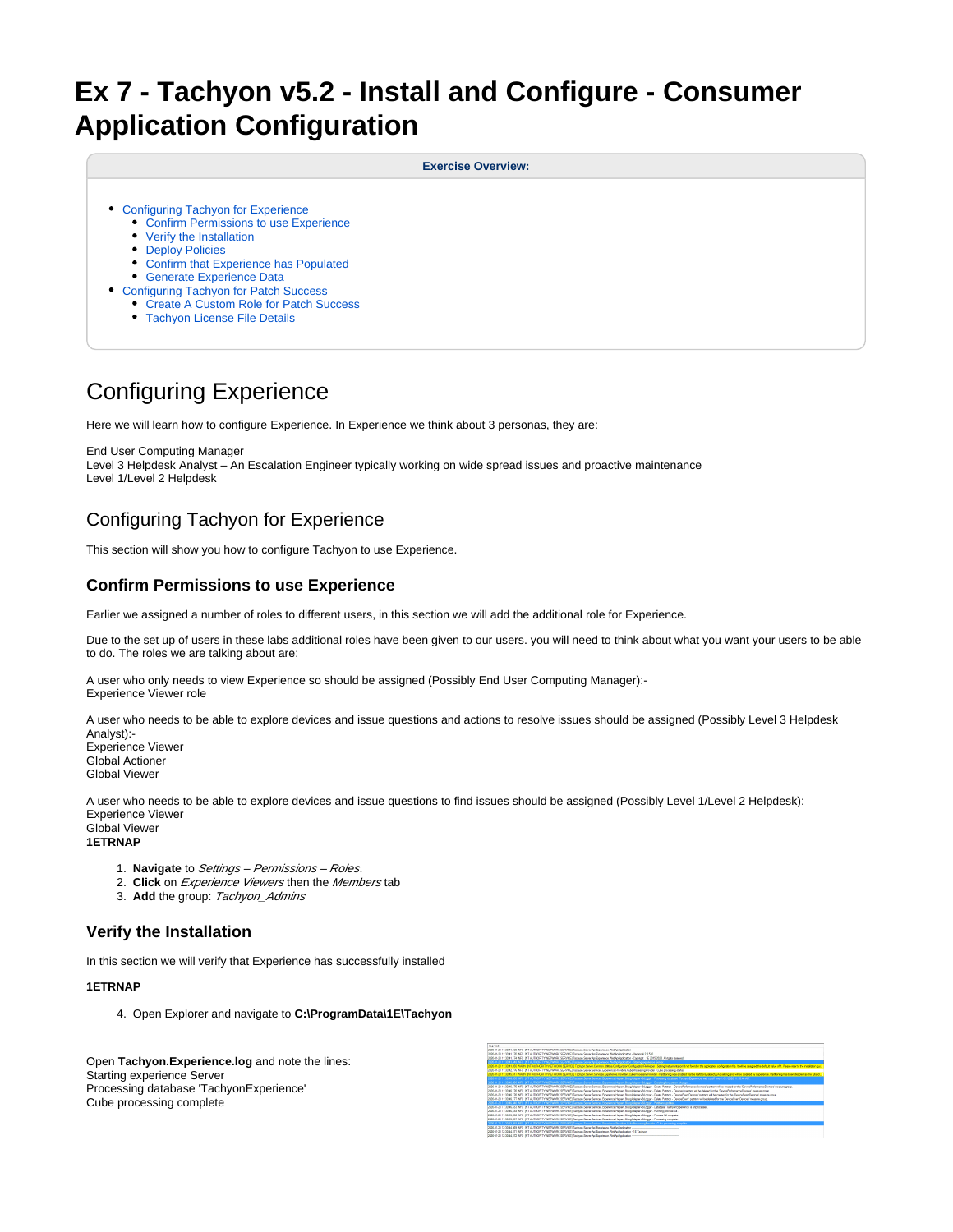# Ex 7 - Tachyon v5.2 - Install and Configure - Consumer Application Configuration

**Exercise Overview:**

- Configuring Tachyon for Experience
  - Confirm Permissions to use Experience
  - Verify the Installation
  - Deploy Policies
  - Confirm that Experience has Populated
  - Generate Experience Data
- Configuring Tachyon for Patch Success
  - Create A Custom Role for Patch Success
  - Tachyon License File Details

# Configuring Experience

Here we will learn how to configure Experience. In Experience we think about 3 personas, they are:

End User Computing Manager
Level 3 Helpdesk Analyst – An Escalation Engineer typically working on wide spread issues and proactive maintenance
Level 1/Level 2 Helpdesk

## Configuring Tachyon for Experience

This section will show you how to configure Tachyon to use Experience.

### Confirm Permissions to use Experience

Earlier we assigned a number of roles to different users, in this section we will add the additional role for Experience.

Due to the set up of users in these labs additional roles have been given to our users. you will need to think about what you want your users to be able to do. The roles we are talking about are:

A user who only needs to view Experience so should be assigned (Possibly End User Computing Manager):-
Experience Viewer role

A user who needs to be able to explore devices and issue questions and actions to resolve issues should be assigned (Possibly Level 3 Helpdesk Analyst):-
Experience Viewer
Global Actioner
Global Viewer

A user who needs to be able to explore devices and issue questions to find issues should be assigned (Possibly Level 1/Level 2 Helpdesk):
Experience Viewer
Global Viewer
**1ETRNAP**

1. **Navigate** to *Settings – Permissions – Roles*.
2. **Click** on *Experience Viewers* then the *Members* tab
3. **Add** the group: *Tachyon_Admins*

### Verify the Installation

In this section we will verify that Experience has successfully installed

**1ETRNAP**

4. Open Explorer and navigate to **C:\ProgramData\1E\Tachyon**

Open **Tachyon.Experience.log** and note the lines:
Starting experience Server
Processing database 'TachyonExperience'
Cube processing complete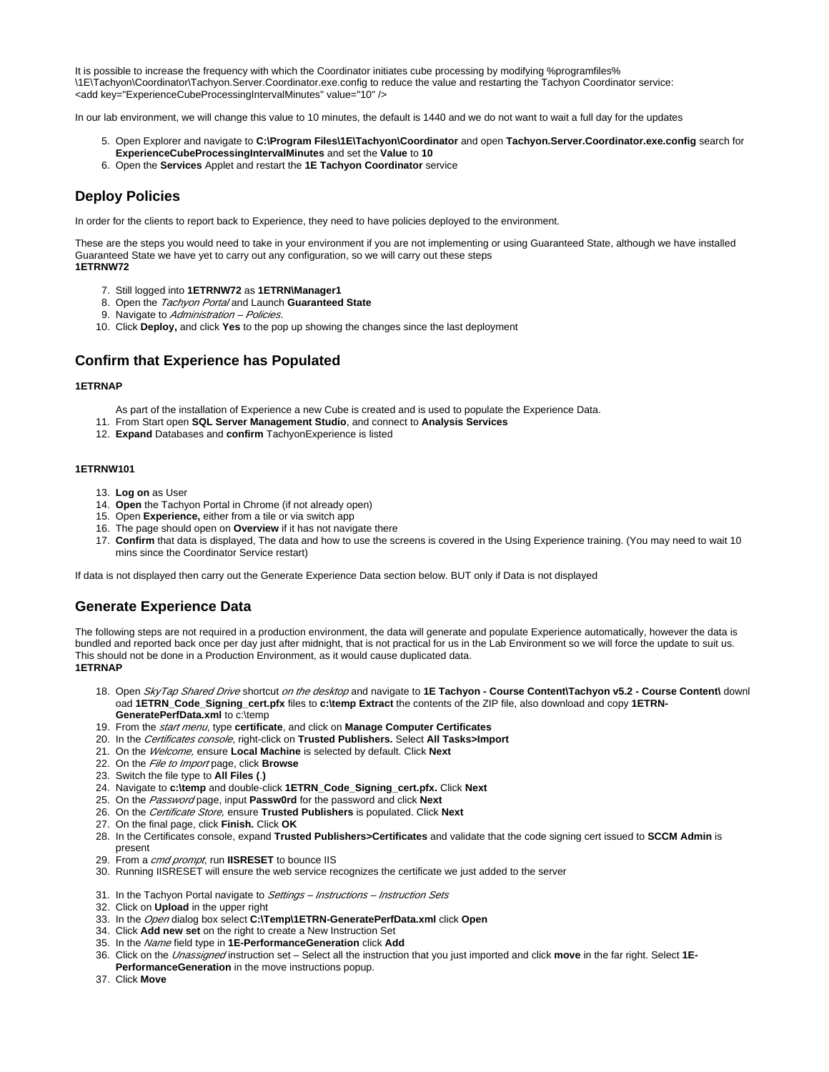It is possible to increase the frequency with which the Coordinator initiates cube processing by modifying %programfiles%\1E\Tachyon\Coordinator\Tachyon.Server.Coordinator.exe.config to reduce the value and restarting the Tachyon Coordinator service:
<add key="ExperienceCubeProcessingIntervalMinutes" value="10" />

In our lab environment, we will change this value to 10 minutes, the default is 1440 and we do not want to wait a full day for the updates

5. Open Explorer and navigate to **C:\Program Files\1E\Tachyon\Coordinator** and open **Tachyon.Server.Coordinator.exe.config** search for **ExperienceCubeProcessingIntervalMinutes** and set the **Value** to **10**
6. Open the **Services** Applet and restart the **1E Tachyon Coordinator** service

## Deploy Policies

In order for the clients to report back to Experience, they need to have policies deployed to the environment.

These are the steps you would need to take in your environment if you are not implementing or using Guaranteed State, although we have installed Guaranteed State we have yet to carry out any configuration, so we will carry out these steps
**1ETRNW72**

7. Still logged into **1ETRNW72** as **1ETRN\Manager1**
8. Open the *Tachyon Portal* and Launch **Guaranteed State**
9. Navigate to *Administration – Policies*.
10. Click **Deploy,** and click **Yes** to the pop up showing the changes since the last deployment

## Confirm that Experience has Populated

**1ETRNAP**

As part of the installation of Experience a new Cube is created and is used to populate the Experience Data.

11. From Start open **SQL Server Management Studio**, and connect to **Analysis Services**
12. **Expand** Databases and **confirm** TachyonExperience is listed

**1ETRNW101**

13. **Log on** as User
14. **Open** the Tachyon Portal in Chrome (if not already open)
15. Open **Experience,** either from a tile or via switch app
16. The page should open on **Overview** if it has not navigate there
17. **Confirm** that data is displayed, The data and how to use the screens is covered in the Using Experience training. (You may need to wait 10 mins since the Coordinator Service restart)

If data is not displayed then carry out the Generate Experience Data section below. BUT only if Data is not displayed

## Generate Experience Data

The following steps are not required in a production environment, the data will generate and populate Experience automatically, however the data is bundled and reported back once per day just after midnight, that is not practical for us in the Lab Environment so we will force the update to suit us. This should not be done in a Production Environment, as it would cause duplicated data.
**1ETRNAP**

18. Open *SkyTap Shared Drive* shortcut *on the desktop* and navigate to **1E Tachyon - Course Content\Tachyon v5.2 - Course Content\** download **1ETRN_Code_Signing_cert.pfx** files to **c:\temp Extract** the contents of the ZIP file, also download and copy **1ETRN-GeneratePerfData.xml** to c:\temp
19. From the *start menu*, type **certificate**, and click on **Manage Computer Certificates**
20. In the *Certificates console*, right-click on **Trusted Publishers.** Select **All Tasks>Import**
21. On the *Welcome,* ensure **Local Machine** is selected by default. Click **Next**
22. On the *File to Import* page, click **Browse**
23. Switch the file type to **All Files (.)**
24. Navigate to **c:\temp** and double-click **1ETRN_Code_Signing_cert.pfx.** Click **Next**
25. On the *Password* page, input **Passw0rd** for the password and click **Next**
26. On the *Certificate Store,* ensure **Trusted Publishers** is populated. Click **Next**
27. On the final page, click **Finish.** Click **OK**
28. In the Certificates console, expand **Trusted Publishers>Certificates** and validate that the code signing cert issued to **SCCM Admin** is present
29. From a *cmd prompt*, run **IISRESET** to bounce IIS
30. Running IISRESET will ensure the web service recognizes the certificate we just added to the server

31. In the Tachyon Portal navigate to *Settings – Instructions – Instruction Sets*
32. Click on **Upload** in the upper right
33. In the *Open* dialog box select **C:\Temp\1ETRN-GeneratePerfData.xml** click **Open**
34. Click **Add new set** on the right to create a New Instruction Set
35. In the *Name* field type in **1E-PerformanceGeneration** click **Add**
36. Click on the *Unassigned* instruction set – Select all the instruction that you just imported and click **move** in the far right. Select **1E-PerformanceGeneration** in the move instructions popup.
37. Click **Move**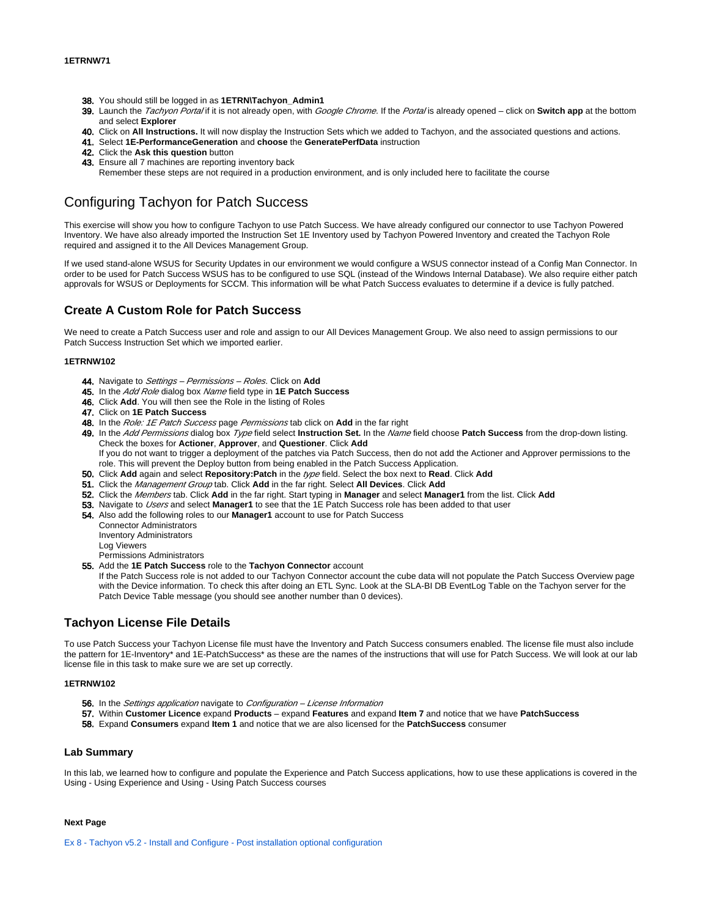**1ETRNW71**

38. You should still be logged in as **1ETRN\Tachyon_Admin1**
39. Launch the *Tachyon Portal* if it is not already open, with *Google Chrome*. If the *Portal* is already opened – click on **Switch app** at the bottom and select **Explorer**
40. Click on **All Instructions.** It will now display the Instruction Sets which we added to Tachyon, and the associated questions and actions.
41. Select **1E-PerformanceGeneration** and **choose** the **GeneratePerfData** instruction
42. Click the **Ask this question** button
43. Ensure all 7 machines are reporting inventory back
    Remember these steps are not required in a production environment, and is only included here to facilitate the course

## Configuring Tachyon for Patch Success

This exercise will show you how to configure Tachyon to use Patch Success. We have already configured our connector to use Tachyon Powered Inventory. We have also already imported the Instruction Set 1E Inventory used by Tachyon Powered Inventory and created the Tachyon Role required and assigned it to the All Devices Management Group.

If we used stand-alone WSUS for Security Updates in our environment we would configure a WSUS connector instead of a Config Man Connector. In order to be used for Patch Success WSUS has to be configured to use SQL (instead of the Windows Internal Database). We also require either patch approvals for WSUS or Deployments for SCCM. This information will be what Patch Success evaluates to determine if a device is fully patched.

### Create A Custom Role for Patch Success

We need to create a Patch Success user and role and assign to our All Devices Management Group. We also need to assign permissions to our Patch Success Instruction Set which we imported earlier.

**1ETRNW102**

44. Navigate to *Settings – Permissions – Roles*. Click on **Add**
45. In the *Add Role* dialog box *Name* field type in **1E Patch Success**
46. Click **Add**. You will then see the Role in the listing of Roles
47. Click on **1E Patch Success**
48. In the *Role: 1E Patch Success* page *Permissions* tab click on **Add** in the far right
49. In the *Add Permissions* dialog box *Type* field select **Instruction Set.** In the *Name* field choose **Patch Success** from the drop-down listing. Check the boxes for **Actioner**, **Approver**, and **Questioner**. Click **Add**
    If you do not want to trigger a deployment of the patches via Patch Success, then do not add the Actioner and Approver permissions to the role. This will prevent the Deploy button from being enabled in the Patch Success Application.
50. Click **Add** again and select **Repository:Patch** in the *type* field. Select the box next to **Read**. Click **Add**
51. Click the *Management Group* tab. Click **Add** in the far right. Select **All Devices**. Click **Add**
52. Click the *Members* tab. Click **Add** in the far right. Start typing in **Manager** and select **Manager1** from the list. Click **Add**
53. Navigate to *Users* and select **Manager1** to see that the 1E Patch Success role has been added to that user
54. Also add the following roles to our **Manager1** account to use for Patch Success
    Connector Administrators
    Inventory Administrators
    Log Viewers
    Permissions Administrators
55. Add the **1E Patch Success** role to the **Tachyon Connector** account
    If the Patch Success role is not added to our Tachyon Connector account the cube data will not populate the Patch Success Overview page with the Device information. To check this after doing an ETL Sync. Look at the SLA-BI DB EventLog Table on the Tachyon server for the Patch Device Table message (you should see another number than 0 devices).

### Tachyon License File Details

To use Patch Success your Tachyon License file must have the Inventory and Patch Success consumers enabled. The license file must also include the pattern for 1E-Inventory* and 1E-PatchSuccess* as these are the names of the instructions that will use for Patch Success. We will look at our lab license file in this task to make sure we are set up correctly.

**1ETRNW102**

56. In the *Settings application* navigate to *Configuration – License Information*
57. Within **Customer Licence** expand **Products** – expand **Features** and expand **Item 7** and notice that we have **PatchSuccess**
58. Expand **Consumers** expand **Item 1** and notice that we are also licensed for the **PatchSuccess** consumer

#### Lab Summary

In this lab, we learned how to configure and populate the Experience and Patch Success applications, how to use these applications is covered in the Using - Using Experience and Using - Using Patch Success courses

**Next Page**

Ex 8 - Tachyon v5.2 - Install and Configure - Post installation optional configuration